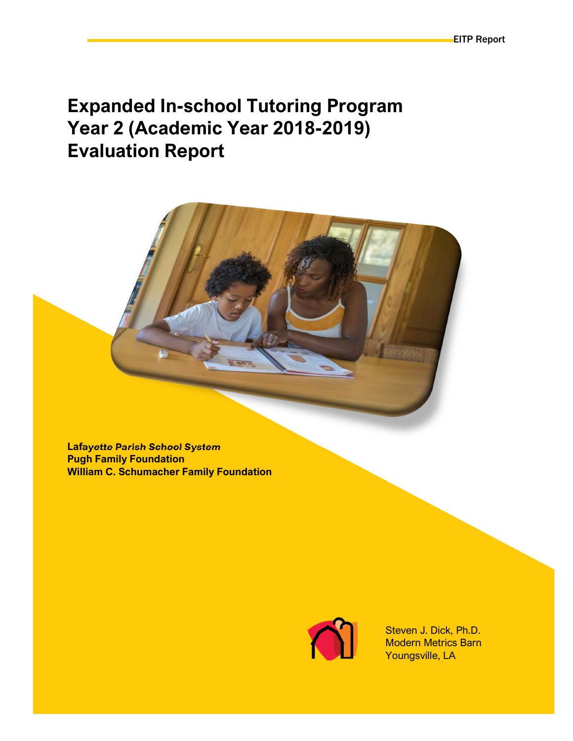# Expanded In-school Tutoring Program Year 2 (Academic Year 2018-2019) Evaluation Report

**Lafayette Parish School System**
**Pugh Family Foundation**
**William C. Schumacher Family Foundation**

Steven J. Dick, Ph.D.
Modern Metrics Barn
Youngsville, LA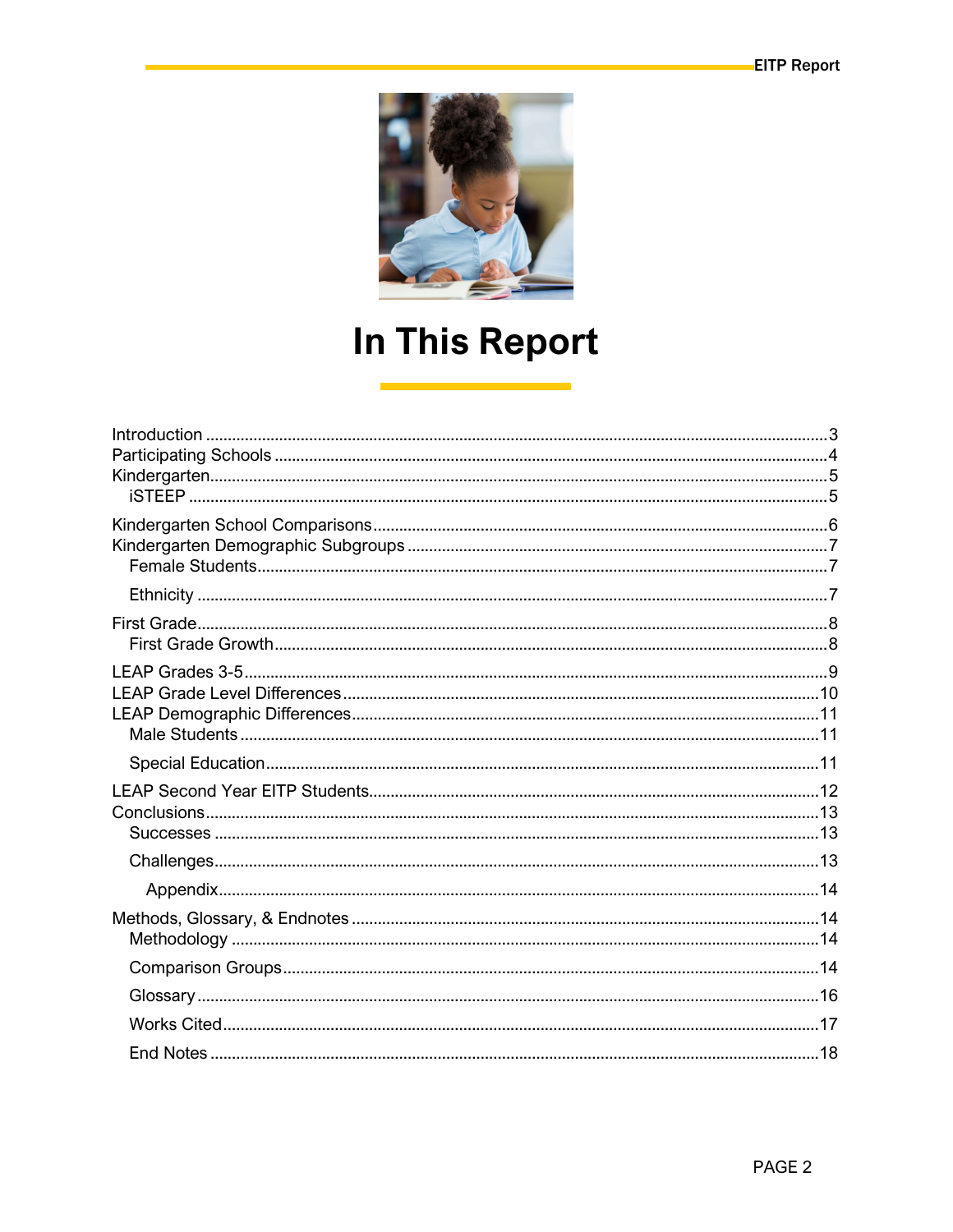# In This Report

- Introduction ..... 3
- Participating Schools ..... 4
- Kindergarten ..... 5
  - iSTEEP ..... 5
- Kindergarten School Comparisons ..... 6
- Kindergarten Demographic Subgroups ..... 7
  - Female Students ..... 7
  - Ethnicity ..... 7
- First Grade ..... 8
  - First Grade Growth ..... 8
- LEAP Grades 3-5 ..... 9
- LEAP Grade Level Differences ..... 10
- LEAP Demographic Differences ..... 11
  - Male Students ..... 11
  - Special Education ..... 11
- LEAP Second Year EITP Students ..... 12
- Conclusions ..... 13
  - Successes ..... 13
  - Challenges ..... 13
    - Appendix ..... 14
- Methods, Glossary, & Endnotes ..... 14
  - Methodology ..... 14
  - Comparison Groups ..... 14
  - Glossary ..... 16
  - Works Cited ..... 17
  - End Notes ..... 18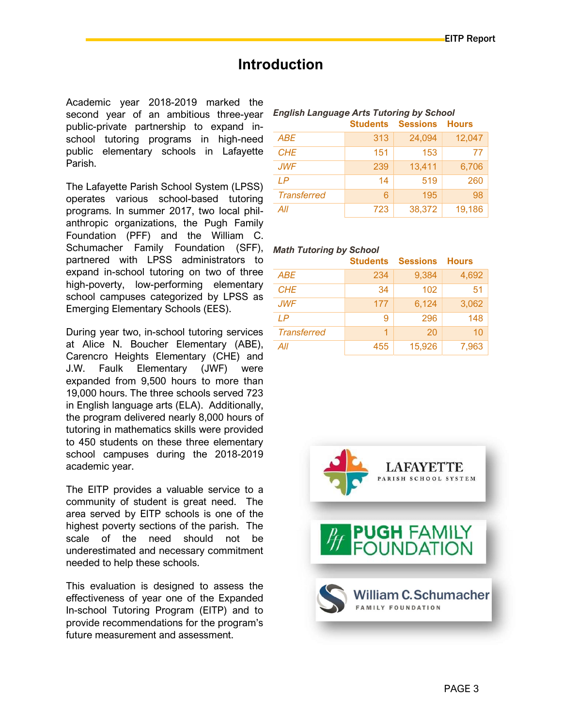# Introduction

Academic year 2018-2019 marked the second year of an ambitious three-year public-private partnership to expand in-school tutoring programs in high-need public elementary schools in Lafayette Parish.

The Lafayette Parish School System (LPSS) operates various school-based tutoring programs. In summer 2017, two local philanthropic organizations, the Pugh Family Foundation (PFF) and the William C. Schumacher Family Foundation (SFF), partnered with LPSS administrators to expand in-school tutoring on two of three high-poverty, low-performing elementary school campuses categorized by LPSS as Emerging Elementary Schools (EES).

During year two, in-school tutoring services at Alice N. Boucher Elementary (ABE), Carencro Heights Elementary (CHE) and J.W. Faulk Elementary (JWF) were expanded from 9,500 hours to more than 19,000 hours. The three schools served 723 in English language arts (ELA). Additionally, the program delivered nearly 8,000 hours of tutoring in mathematics skills were provided to 450 students on these three elementary school campuses during the 2018-2019 academic year.

The EITP provides a valuable service to a community of student is great need. The area served by EITP schools is one of the highest poverty sections of the parish. The scale of the need should not be underestimated and necessary commitment needed to help these schools.

This evaluation is designed to assess the effectiveness of year one of the Expanded In-school Tutoring Program (EITP) and to provide recommendations for the program's future measurement and assessment.

*English Language Arts Tutoring by School*

| | Students | Sessions | Hours |
|---|---|---|---|
| *ABE* | 313 | 24,094 | 12,047 |
| *CHE* | 151 | 153 | 77 |
| *JWF* | 239 | 13,411 | 6,706 |
| *LP* | 14 | 519 | 260 |
| *Transferred* | 6 | 195 | 98 |
| *All* | 723 | 38,372 | 19,186 |

*Math Tutoring by School*

| | Students | Sessions | Hours |
|---|---|---|---|
| *ABE* | 234 | 9,384 | 4,692 |
| *CHE* | 34 | 102 | 51 |
| *JWF* | 177 | 6,124 | 3,062 |
| *LP* | 9 | 296 | 148 |
| *Transferred* | 1 | 20 | 10 |
| *All* | 455 | 15,926 | 7,963 |

LAFAYETTE PARISH SCHOOL SYSTEM

PUGH FAMILY FOUNDATION

William C. Schumacher FAMILY FOUNDATION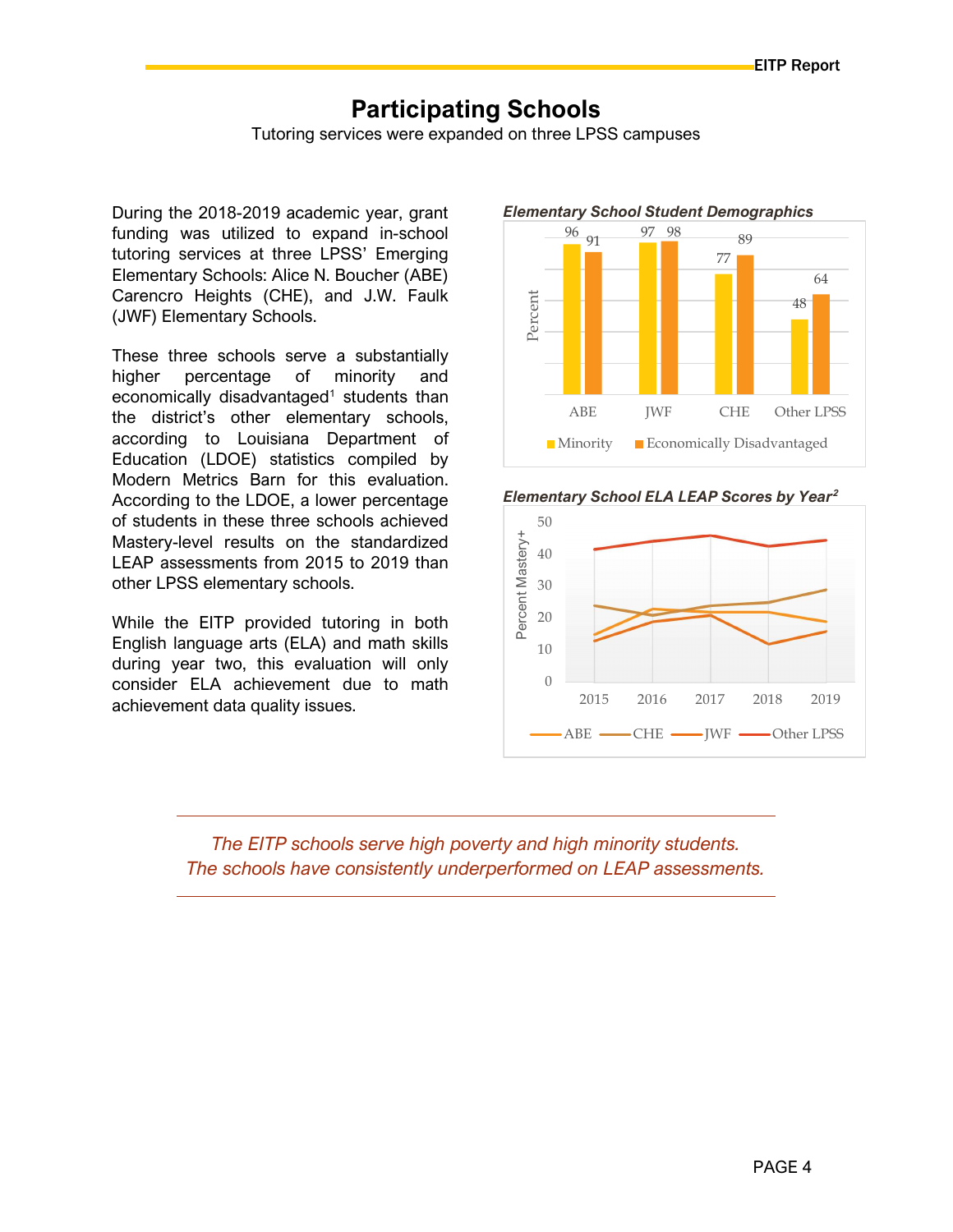# Participating Schools

Tutoring services were expanded on three LPSS campuses

During the 2018-2019 academic year, grant funding was utilized to expand in-school tutoring services at three LPSS' Emerging Elementary Schools: Alice N. Boucher (ABE) Carencro Heights (CHE), and J.W. Faulk (JWF) Elementary Schools.

These three schools serve a substantially higher percentage of minority and economically disadvantaged[1] students than the district's other elementary schools, according to Louisiana Department of Education (LDOE) statistics compiled by Modern Metrics Barn for this evaluation. According to the LDOE, a lower percentage of students in these three schools achieved Mastery-level results on the standardized LEAP assessments from 2015 to 2019 than other LPSS elementary schools.

While the EITP provided tutoring in both English language arts (ELA) and math skills during year two, this evaluation will only consider ELA achievement due to math achievement data quality issues.

***Elementary School Student Demographics***

| | ABE | JWF | CHE | Other LPSS |
|---|---|---|---|---|
| Minority | 96 | 97 | 77 | 48 |
| Economically Disadvantaged | 91 | 98 | 89 | 64 |

***Elementary School ELA LEAP Scores by Year[2]***

Percent Mastery+ (0–50) for ABE, CHE, JWF, and Other LPSS, 2015–2019.

---

*The EITP schools serve high poverty and high minority students.*
*The schools have consistently underperformed on LEAP assessments.*

---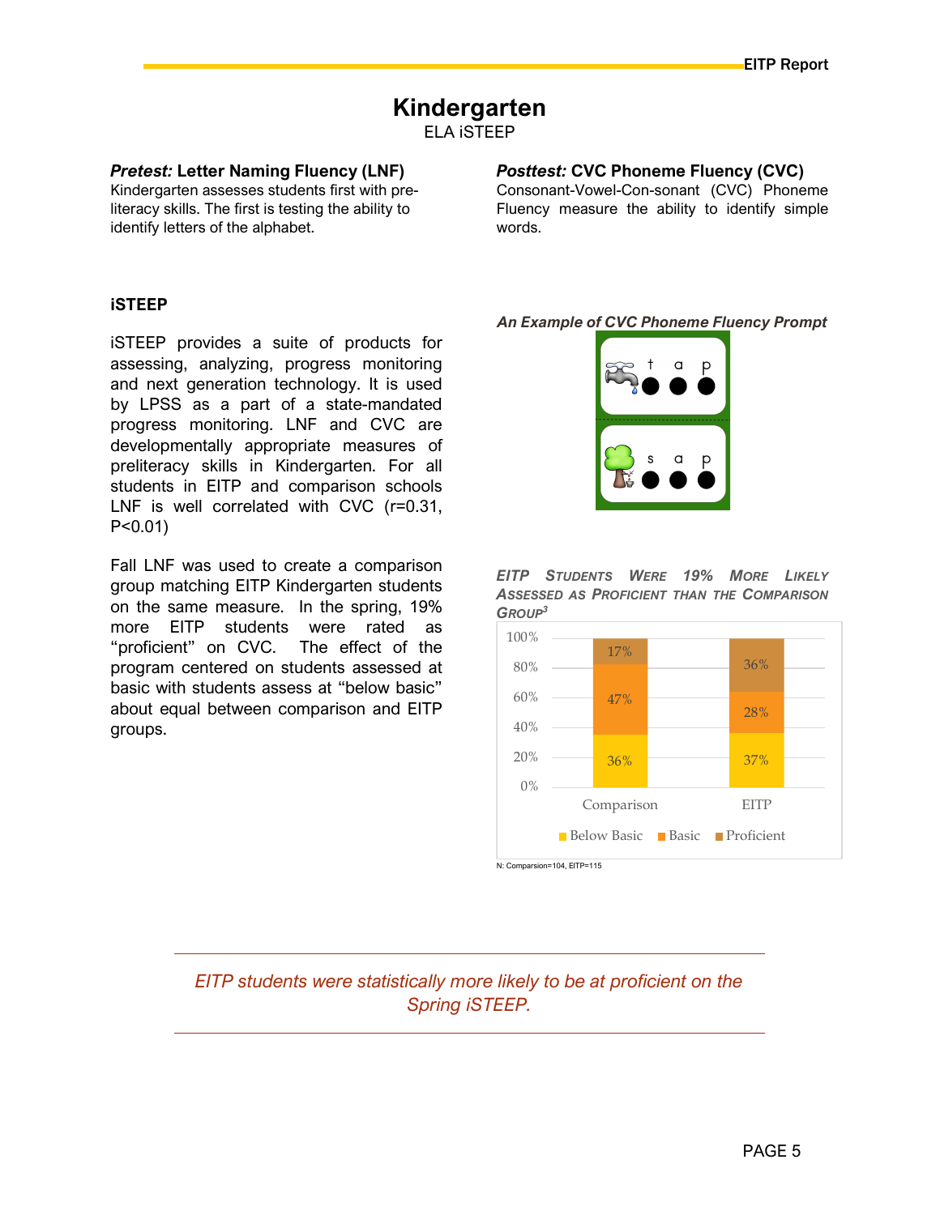# Kindergarten

ELA iSTEEP

***Pretest:* Letter Naming Fluency (LNF)**
Kindergarten assesses students first with pre-literacy skills. The first is testing the ability to identify letters of the alphabet.

***Posttest:* CVC Phoneme Fluency (CVC)**
Consonant-Vowel-Con-sonant (CVC) Phoneme Fluency measure the ability to identify simple words.

### iSTEEP

iSTEEP provides a suite of products for assessing, analyzing, progress monitoring and next generation technology. It is used by LPSS as a part of a state-mandated progress monitoring. LNF and CVC are developmentally appropriate measures of preliteracy skills in Kindergarten. For all students in EITP and comparison schools LNF is well correlated with CVC ($r=0.31$, $P<0.01$)

Fall LNF was used to create a comparison group matching EITP Kindergarten students on the same measure. In the spring, 19% more EITP students were rated as "proficient" on CVC. The effect of the program centered on students assessed at basic with students assess at "below basic" about equal between comparison and EITP groups.

***An Example of CVC Phoneme Fluency Prompt***

***EITP Students Were 19% More Likely Assessed as Proficient than the Comparison Group[3]***

| | Comparison | EITP |
|---|---|---|
| Below Basic | 36% | 37% |
| Basic | 47% | 28% |
| Proficient | 17% | 36% |

N: Comparison=104, EITP=115

*EITP students were statistically more likely to be at proficient on the Spring iSTEEP.*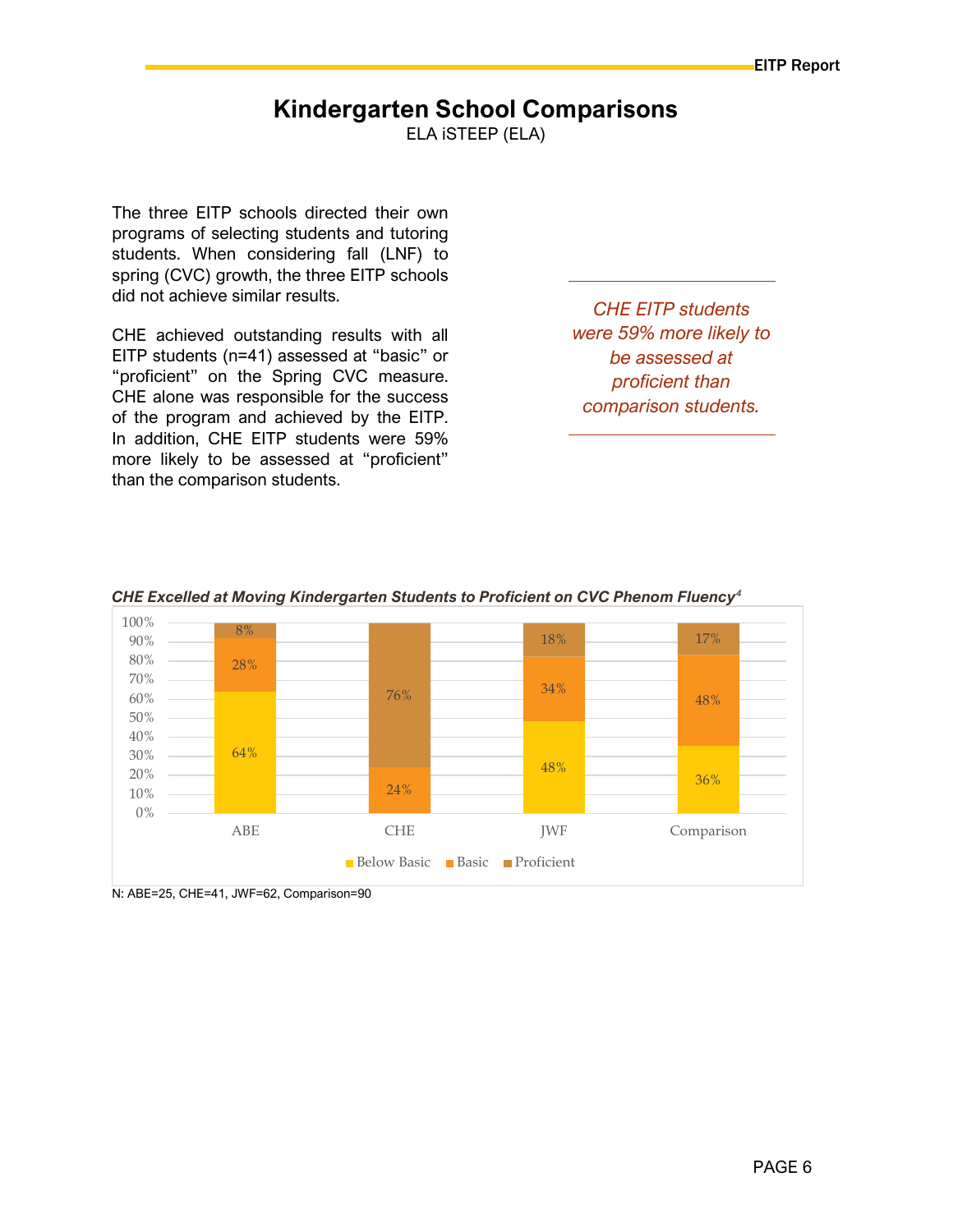# Kindergarten School Comparisons

ELA iSTEEP (ELA)

The three EITP schools directed their own programs of selecting students and tutoring students. When considering fall (LNF) to spring (CVC) growth, the three EITP schools did not achieve similar results.

CHE achieved outstanding results with all EITP students (n=41) assessed at "basic" or "proficient" on the Spring CVC measure. CHE alone was responsible for the success of the program and achieved by the EITP. In addition, CHE EITP students were 59% more likely to be assessed at "proficient" than the comparison students.

*CHE EITP students were 59% more likely to be assessed at proficient than comparison students.*

***CHE Excelled at Moving Kindergarten Students to Proficient on CVC Phenom Fluency[4]***

| | ABE | CHE | JWF | Comparison |
|---|---|---|---|---|
| Below Basic | 64% | | 48% | 36% |
| Basic | 28% | 24% | 34% | 48% |
| Proficient | 8% | 76% | 18% | 17% |

N: ABE=25, CHE=41, JWF=62, Comparison=90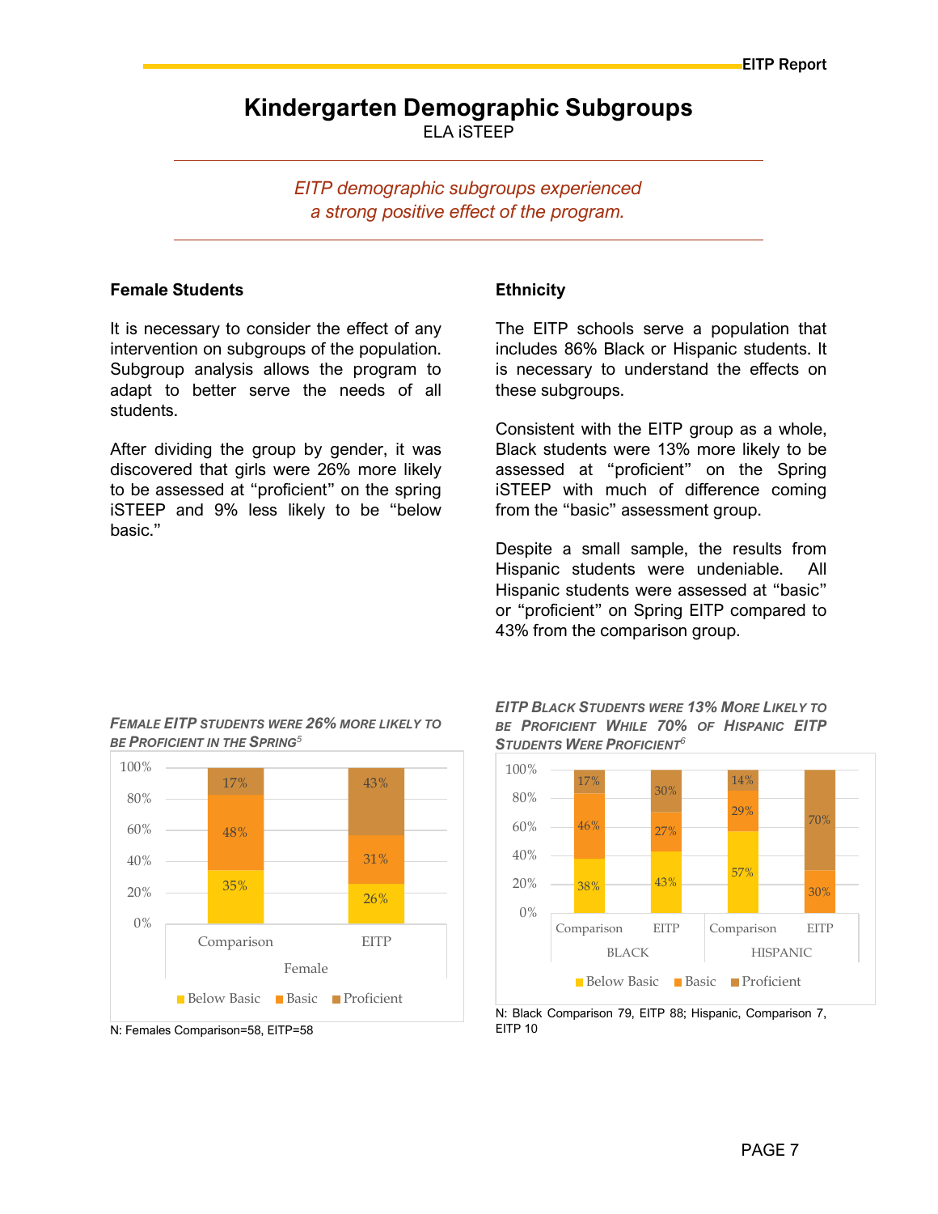# Kindergarten Demographic Subgroups

ELA iSTEEP

*EITP demographic subgroups experienced a strong positive effect of the program.*

### Female Students

It is necessary to consider the effect of any intervention on subgroups of the population. Subgroup analysis allows the program to adapt to better serve the needs of all students.

After dividing the group by gender, it was discovered that girls were 26% more likely to be assessed at "proficient" on the spring iSTEEP and 9% less likely to be "below basic."

### Ethnicity

The EITP schools serve a population that includes 86% Black or Hispanic students. It is necessary to understand the effects on these subgroups.

Consistent with the EITP group as a whole, Black students were 13% more likely to be assessed at "proficient" on the Spring iSTEEP with much of difference coming from the "basic" assessment group.

Despite a small sample, the results from Hispanic students were undeniable. All Hispanic students were assessed at "basic" or "proficient" on Spring EITP compared to 43% from the comparison group.

***Female EITP Students Were 26% More Likely to Be Proficient in the Spring[5]***

| Female | Below Basic | Basic | Proficient |
|---|---|---|---|
| Comparison | 35% | 48% | 17% |
| EITP | 26% | 31% | 43% |

N: Females Comparison=58, EITP=58

***EITP Black Students Were 13% More Likely to Be Proficient While 70% of Hispanic EITP Students Were Proficient[6]***

| Group | | Below Basic | Basic | Proficient |
|---|---|---|---|---|
| BLACK | Comparison | 38% | 46% | 17% |
| BLACK | EITP | 43% | 27% | 30% |
| HISPANIC | Comparison | 57% | 29% | 14% |
| HISPANIC | EITP | | 30% | 70% |

N: Black Comparison 79, EITP 88; Hispanic, Comparison 7, EITP 10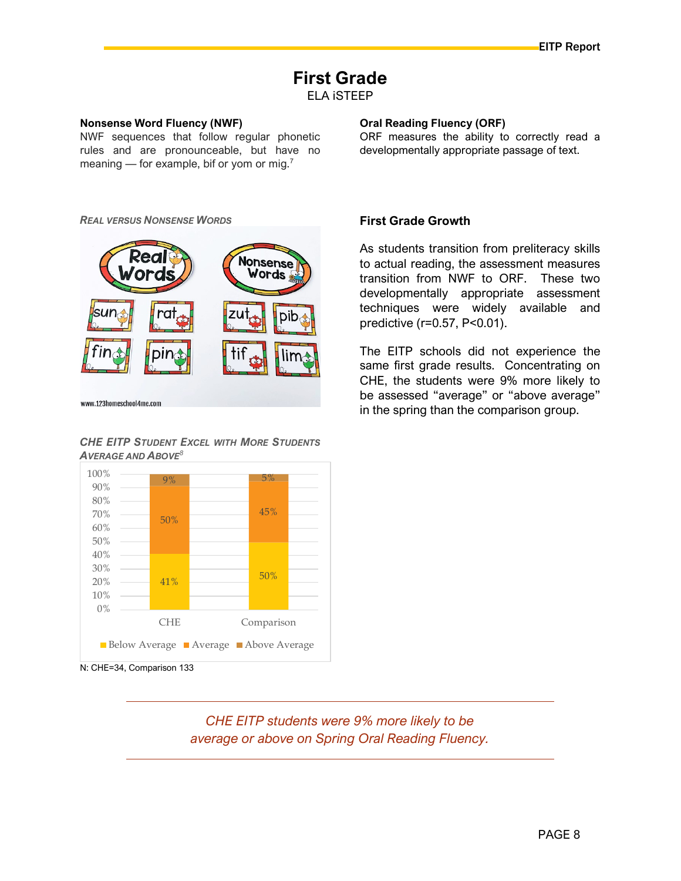# First Grade

ELA iSTEEP

**Nonsense Word Fluency (NWF)**

NWF sequences that follow regular phonetic rules and are pronounceable, but have no meaning — for example, bif or yom or mig.[7]

**Oral Reading Fluency (ORF)**

ORF measures the ability to correctly read a developmentally appropriate passage of text.

*REAL VERSUS NONSENSE WORDS*

*CHE EITP STUDENT EXCEL WITH MORE STUDENTS AVERAGE AND ABOVE*[8]

| | CHE | Comparison |
|---|---|---|
| Below Average | 41% | 50% |
| Average | 50% | 45% |
| Above Average | 9% | 5% |

N: CHE=34, Comparison 133

### First Grade Growth

As students transition from preliteracy skills to actual reading, the assessment measures transition from NWF to ORF. These two developmentally appropriate assessment techniques were widely available and predictive ($r=0.57$, $P<0.01$).

The EITP schools did not experience the same first grade results. Concentrating on CHE, the students were 9% more likely to be assessed "average" or "above average" in the spring than the comparison group.

*CHE EITP students were 9% more likely to be average or above on Spring Oral Reading Fluency.*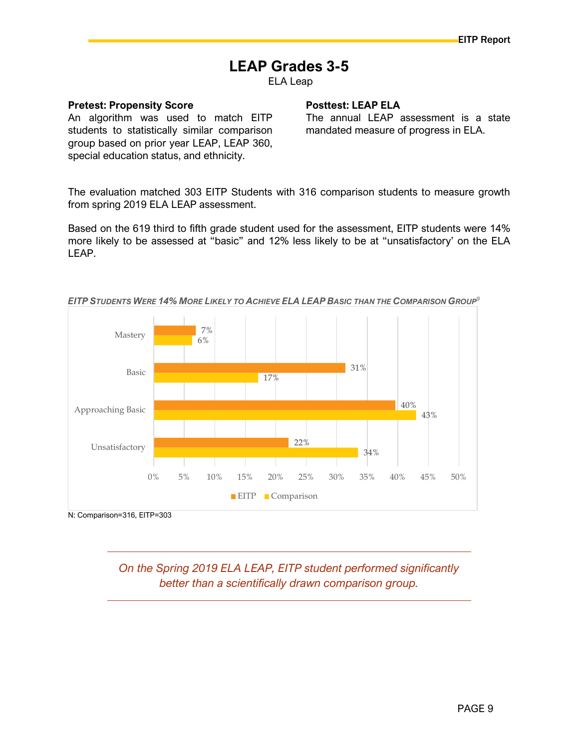# LEAP Grades 3-5

ELA Leap

**Pretest: Propensity Score**

An algorithm was used to match EITP students to statistically similar comparison group based on prior year LEAP, LEAP 360, special education status, and ethnicity.

**Posttest: LEAP ELA**

The annual LEAP assessment is a state mandated measure of progress in ELA.

The evaluation matched 303 EITP Students with 316 comparison students to measure growth from spring 2019 ELA LEAP assessment.

Based on the 619 third to fifth grade student used for the assessment, EITP students were 14% more likely to be assessed at “basic” and 12% less likely to be at “unsatisfactory’ on the ELA LEAP.

***EITP Students Were 14% More Likely to Achieve ELA LEAP Basic than the Comparison Group***[9]

| | EITP | Comparison |
|---|---|---|
| Mastery | 7% | 6% |
| Basic | 31% | 17% |
| Approaching Basic | 40% | 43% |
| Unsatisfactory | 22% | 34% |

N: Comparison=316, EITP=303

---

*On the Spring 2019 ELA LEAP, EITP student performed significantly better than a scientifically drawn comparison group.*

---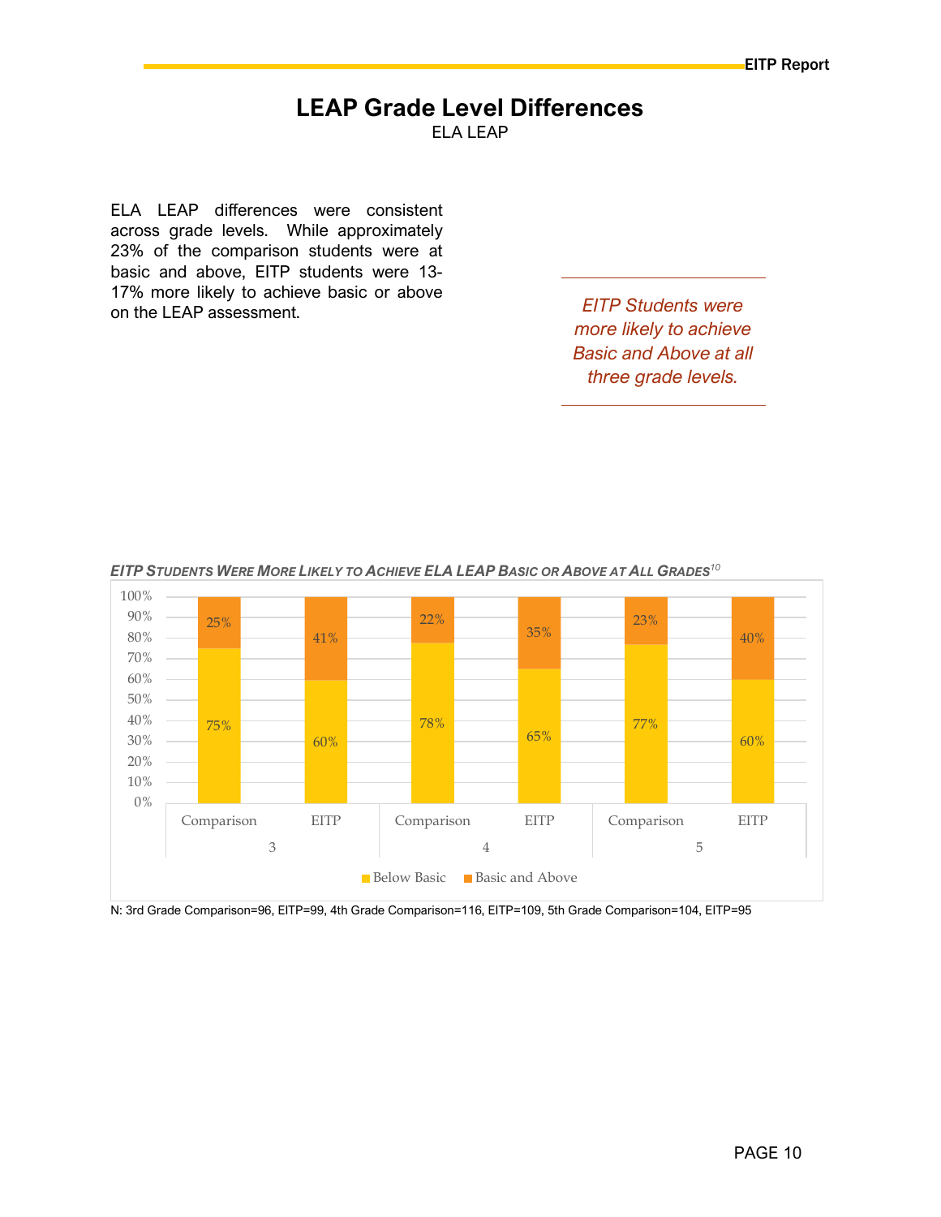# LEAP Grade Level Differences

ELA LEAP

ELA LEAP differences were consistent across grade levels. While approximately 23% of the comparison students were at basic and above, EITP students were 13-17% more likely to achieve basic or above on the LEAP assessment.

*EITP Students were more likely to achieve Basic and Above at all three grade levels.*

***EITP Students Were More Likely to Achieve ELA LEAP Basic or Above at All Grades***[10]

| Grade | Group | Below Basic | Basic and Above |
|---|---|---|---|
| 3 | Comparison | 75% | 25% |
| 3 | EITP | 60% | 41% |
| 4 | Comparison | 78% | 22% |
| 4 | EITP | 65% | 35% |
| 5 | Comparison | 77% | 23% |
| 5 | EITP | 60% | 40% |

N: 3rd Grade Comparison=96, EITP=99, 4th Grade Comparison=116, EITP=109, 5th Grade Comparison=104, EITP=95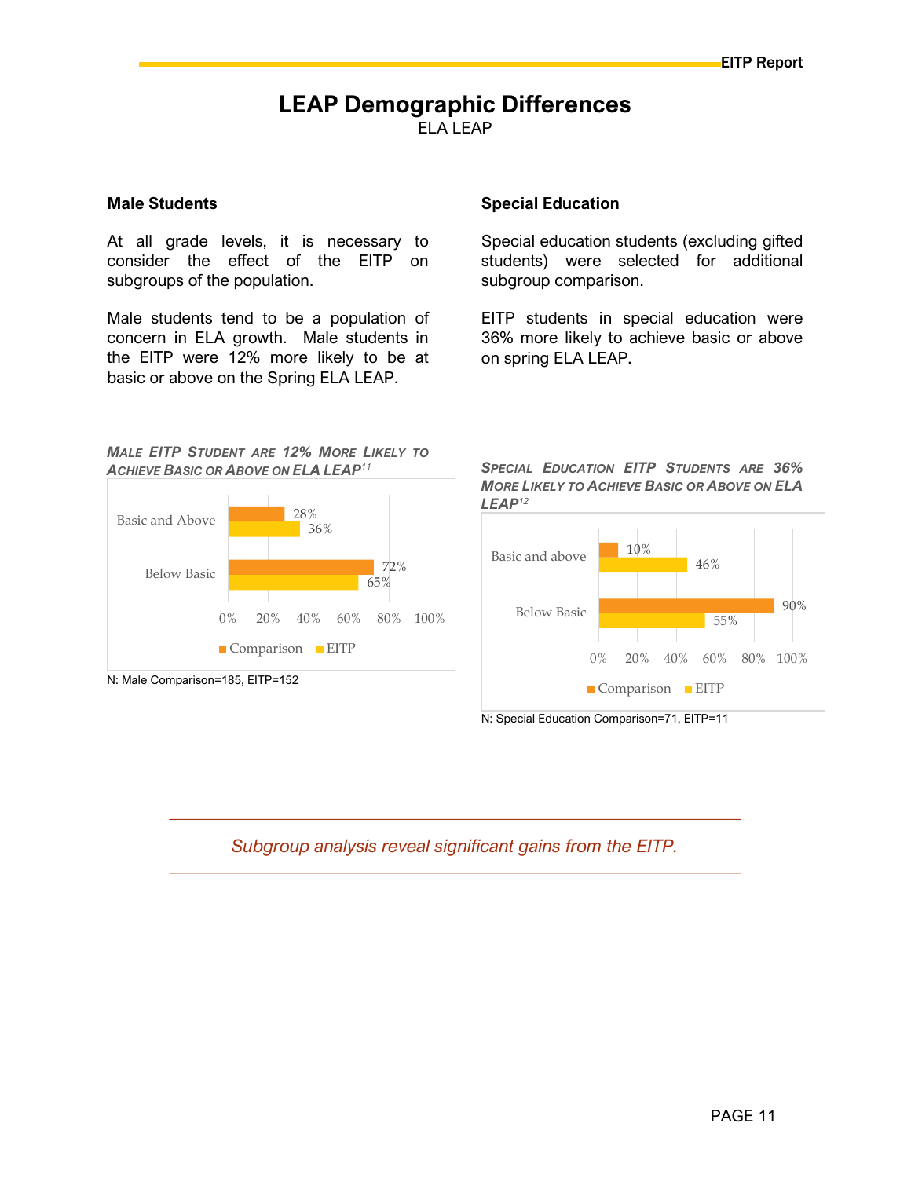# LEAP Demographic Differences

ELA LEAP

### Male Students

At all grade levels, it is necessary to consider the effect of the EITP on subgroups of the population.

Male students tend to be a population of concern in ELA growth. Male students in the EITP were 12% more likely to be at basic or above on the Spring ELA LEAP.

***Male EITP Student are 12% More Likely to Achieve Basic or Above on ELA LEAP***[11]

| | Comparison | EITP |
|---|---|---|
| Basic and Above | 28% | 36% |
| Below Basic | 72% | 65% |

N: Male Comparison=185, EITP=152

### Special Education

Special education students (excluding gifted students) were selected for additional subgroup comparison.

EITP students in special education were 36% more likely to achieve basic or above on spring ELA LEAP.

***Special Education EITP Students are 36% More Likely to Achieve Basic or Above on ELA LEAP***[12]

| | Comparison | EITP |
|---|---|---|
| Basic and above | 10% | 46% |
| Below Basic | 90% | 55% |

N: Special Education Comparison=71, EITP=11

---

*Subgroup analysis reveal significant gains from the EITP.*

---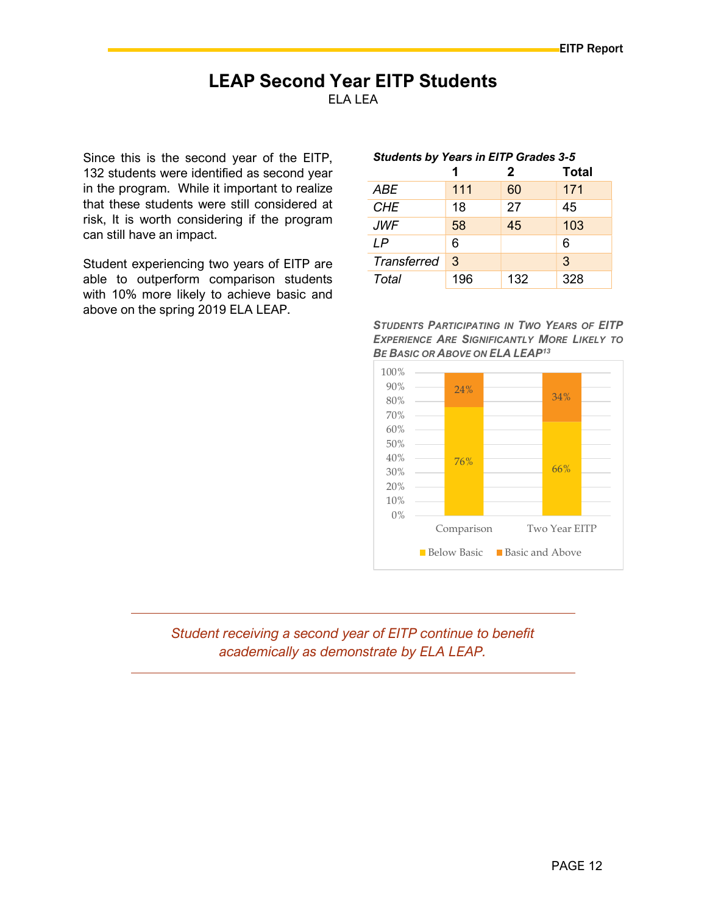# LEAP Second Year EITP Students

ELA LEA

Since this is the second year of the EITP, 132 students were identified as second year in the program. While it important to realize that these students were still considered at risk, It is worth considering if the program can still have an impact.

Student experiencing two years of EITP are able to outperform comparison students with 10% more likely to achieve basic and above on the spring 2019 ELA LEAP.

***Students by Years in EITP Grades 3-5***

| | 1 | 2 | Total |
|---|---|---|---|
| *ABE* | 111 | 60 | 171 |
| *CHE* | 18 | 27 | 45 |
| *JWF* | 58 | 45 | 103 |
| *LP* | 6 | | 6 |
| *Transferred* | 3 | | 3 |
| *Total* | 196 | 132 | 328 |

***Students Participating in Two Years of EITP Experience Are Significantly More Likely to Be Basic or Above on ELA LEAP***[13]

| | Below Basic | Basic and Above |
|---|---|---|
| Comparison | 76% | 24% |
| Two Year EITP | 66% | 34% |

*Student receiving a second year of EITP continue to benefit academically as demonstrate by ELA LEAP.*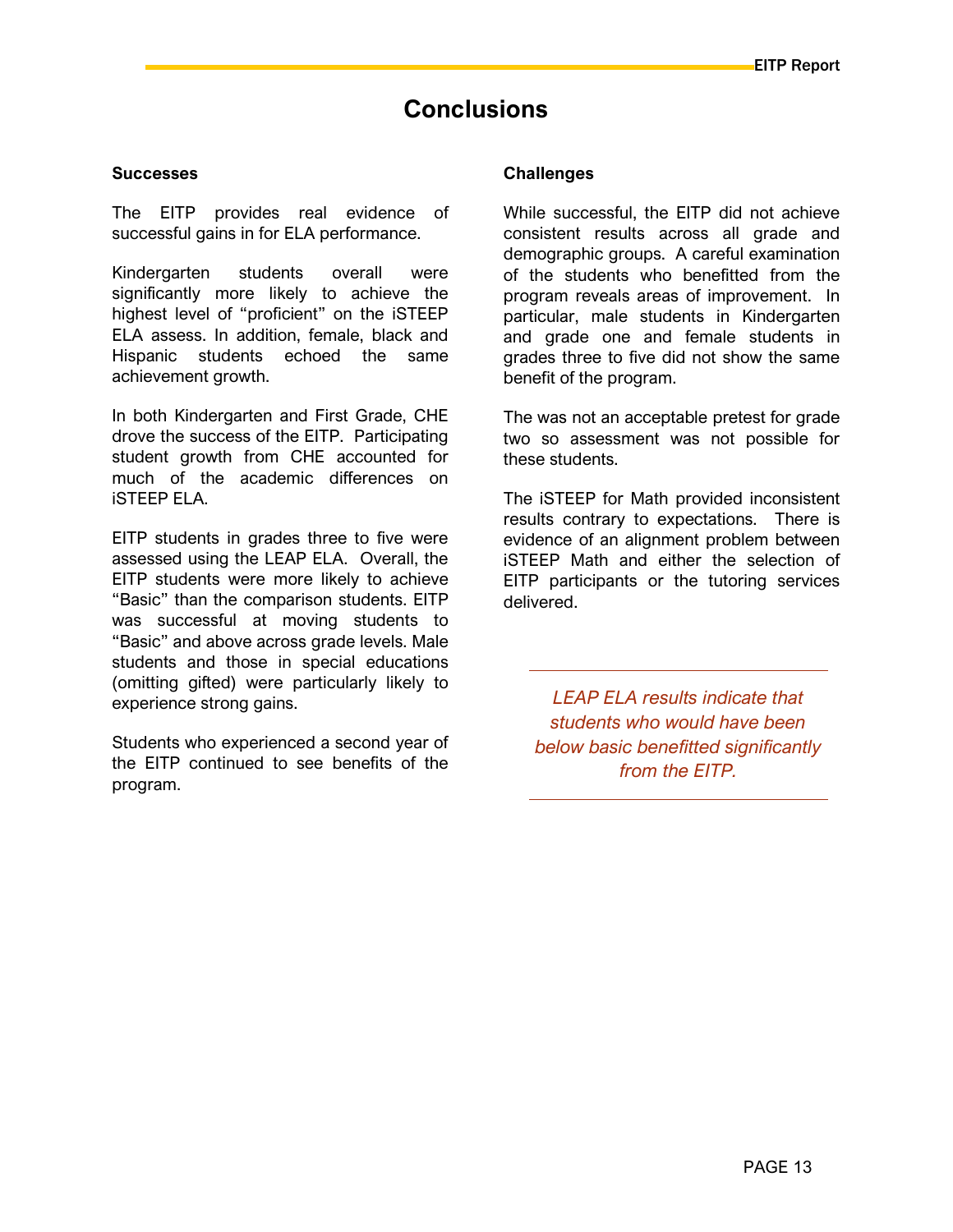# Conclusions

### Successes

The EITP provides real evidence of successful gains in for ELA performance.

Kindergarten students overall were significantly more likely to achieve the highest level of "proficient" on the iSTEEP ELA assess. In addition, female, black and Hispanic students echoed the same achievement growth.

In both Kindergarten and First Grade, CHE drove the success of the EITP. Participating student growth from CHE accounted for much of the academic differences on iSTEEP ELA.

EITP students in grades three to five were assessed using the LEAP ELA. Overall, the EITP students were more likely to achieve "Basic" than the comparison students. EITP was successful at moving students to "Basic" and above across grade levels. Male students and those in special educations (omitting gifted) were particularly likely to experience strong gains.

Students who experienced a second year of the EITP continued to see benefits of the program.

### Challenges

While successful, the EITP did not achieve consistent results across all grade and demographic groups. A careful examination of the students who benefitted from the program reveals areas of improvement. In particular, male students in Kindergarten and grade one and female students in grades three to five did not show the same benefit of the program.

The was not an acceptable pretest for grade two so assessment was not possible for these students.

The iSTEEP for Math provided inconsistent results contrary to expectations. There is evidence of an alignment problem between iSTEEP Math and either the selection of EITP participants or the tutoring services delivered.

---

*LEAP ELA results indicate that students who would have been below basic benefitted significantly from the EITP.*

---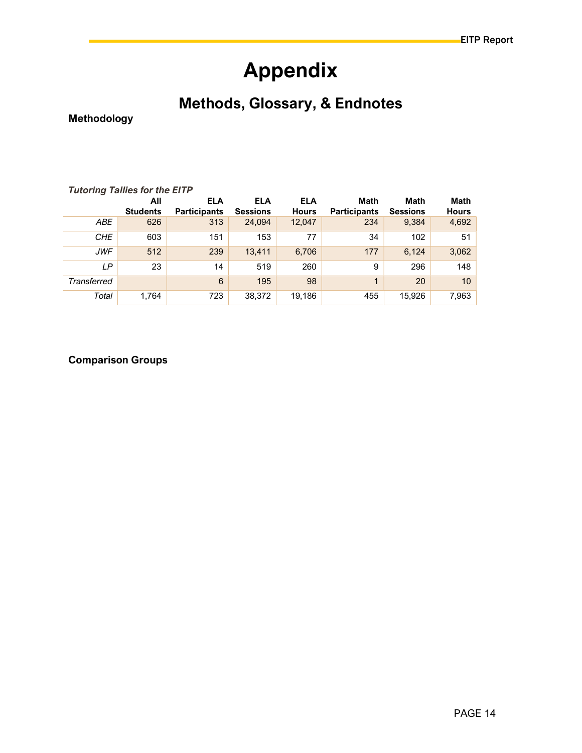# Appendix

## Methods, Glossary, & Endnotes

### Methodology

*Tutoring Tallies for the EITP*

| | All Students | ELA Participants | ELA Sessions | ELA Hours | Math Participants | Math Sessions | Math Hours |
|---|---|---|---|---|---|---|---|
| *ABE* | 626 | 313 | 24,094 | 12,047 | 234 | 9,384 | 4,692 |
| *CHE* | 603 | 151 | 153 | 77 | 34 | 102 | 51 |
| *JWF* | 512 | 239 | 13,411 | 6,706 | 177 | 6,124 | 3,062 |
| *LP* | 23 | 14 | 519 | 260 | 9 | 296 | 148 |
| *Transferred* | | 6 | 195 | 98 | 1 | 20 | 10 |
| *Total* | 1,764 | 723 | 38,372 | 19,186 | 455 | 15,926 | 7,963 |

### Comparison Groups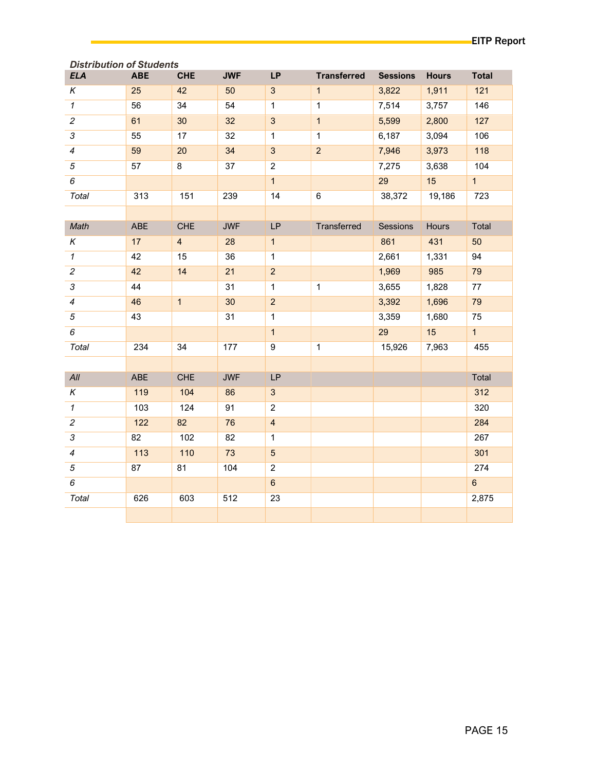*Distribution of Students*

| ***ELA*** | **ABE** | **CHE** | **JWF** | **LP** | **Transferred** | **Sessions** | **Hours** | **Total** |
|---|---|---|---|---|---|---|---|---|
| *K* | 25 | 42 | 50 | 3 | 1 | 3,822 | 1,911 | 121 |
| *1* | 56 | 34 | 54 | 1 | 1 | 7,514 | 3,757 | 146 |
| *2* | 61 | 30 | 32 | 3 | 1 | 5,599 | 2,800 | 127 |
| *3* | 55 | 17 | 32 | 1 | 1 | 6,187 | 3,094 | 106 |
| *4* | 59 | 20 | 34 | 3 | 2 | 7,946 | 3,973 | 118 |
| *5* | 57 | 8 | 37 | 2 | | 7,275 | 3,638 | 104 |
| *6* | | | | 1 | | 29 | 15 | 1 |
| *Total* | 313 | 151 | 239 | 14 | 6 | 38,372 | 19,186 | 723 |

| *Math* | ABE | CHE | JWF | LP | Transferred | Sessions | Hours | Total |
|---|---|---|---|---|---|---|---|---|
| *K* | 17 | 4 | 28 | 1 | | 861 | 431 | 50 |
| *1* | 42 | 15 | 36 | 1 | | 2,661 | 1,331 | 94 |
| *2* | 42 | 14 | 21 | 2 | | 1,969 | 985 | 79 |
| *3* | 44 | | 31 | 1 | 1 | 3,655 | 1,828 | 77 |
| *4* | 46 | 1 | 30 | 2 | | 3,392 | 1,696 | 79 |
| *5* | 43 | | 31 | 1 | | 3,359 | 1,680 | 75 |
| *6* | | | | 1 | | 29 | 15 | 1 |
| *Total* | 234 | 34 | 177 | 9 | 1 | 15,926 | 7,963 | 455 |

| *All* | ABE | CHE | JWF | LP | Total |
|---|---|---|---|---|---|
| *K* | 119 | 104 | 86 | 3 | 312 |
| *1* | 103 | 124 | 91 | 2 | 320 |
| *2* | 122 | 82 | 76 | 4 | 284 |
| *3* | 82 | 102 | 82 | 1 | 267 |
| *4* | 113 | 110 | 73 | 5 | 301 |
| *5* | 87 | 81 | 104 | 2 | 274 |
| *6* | | | | 6 | 6 |
| *Total* | 626 | 603 | 512 | 23 | 2,875 |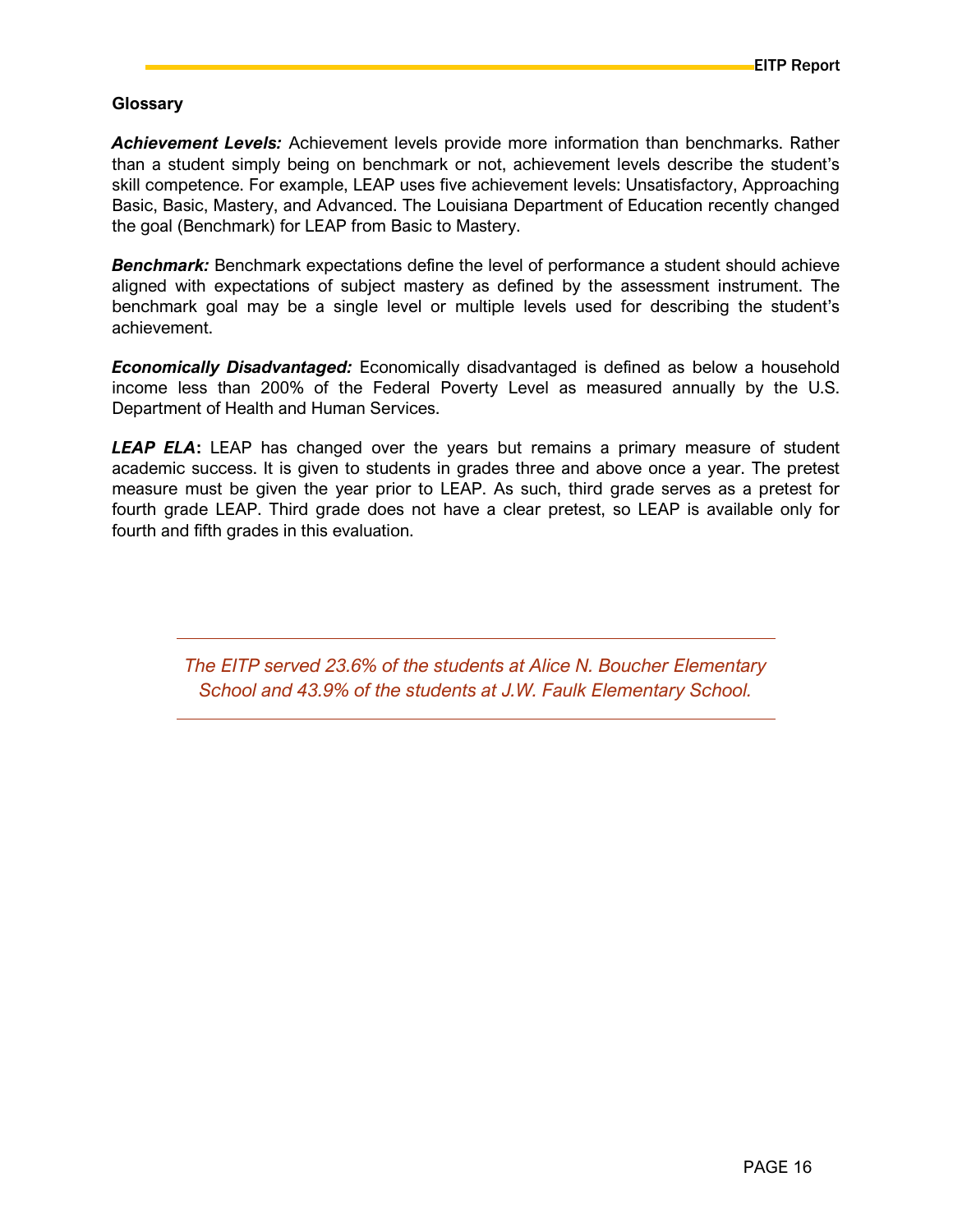## Glossary

***Achievement Levels:*** Achievement levels provide more information than benchmarks. Rather than a student simply being on benchmark or not, achievement levels describe the student's skill competence. For example, LEAP uses five achievement levels: Unsatisfactory, Approaching Basic, Basic, Mastery, and Advanced. The Louisiana Department of Education recently changed the goal (Benchmark) for LEAP from Basic to Mastery.

***Benchmark:*** Benchmark expectations define the level of performance a student should achieve aligned with expectations of subject mastery as defined by the assessment instrument. The benchmark goal may be a single level or multiple levels used for describing the student's achievement.

***Economically Disadvantaged:*** Economically disadvantaged is defined as below a household income less than 200% of the Federal Poverty Level as measured annually by the U.S. Department of Health and Human Services.

***LEAP ELA*****:** LEAP has changed over the years but remains a primary measure of student academic success. It is given to students in grades three and above once a year. The pretest measure must be given the year prior to LEAP. As such, third grade serves as a pretest for fourth grade LEAP. Third grade does not have a clear pretest, so LEAP is available only for fourth and fifth grades in this evaluation.

---

*The EITP served 23.6% of the students at Alice N. Boucher Elementary School and 43.9% of the students at J.W. Faulk Elementary School.*

---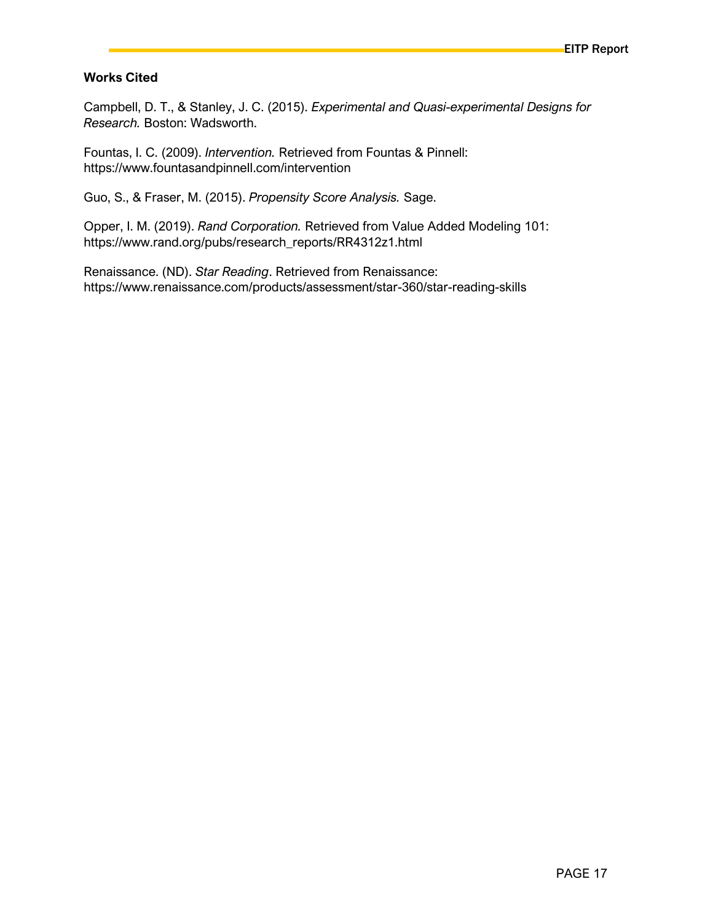## Works Cited

Campbell, D. T., & Stanley, J. C. (2015). *Experimental and Quasi-experimental Designs for Research.* Boston: Wadsworth.

Fountas, I. C. (2009). *Intervention.* Retrieved from Fountas & Pinnell: https://www.fountasandpinnell.com/intervention

Guo, S., & Fraser, M. (2015). *Propensity Score Analysis.* Sage.

Opper, I. M. (2019). *Rand Corporation.* Retrieved from Value Added Modeling 101: https://www.rand.org/pubs/research_reports/RR4312z1.html

Renaissance. (ND). *Star Reading*. Retrieved from Renaissance: https://www.renaissance.com/products/assessment/star-360/star-reading-skills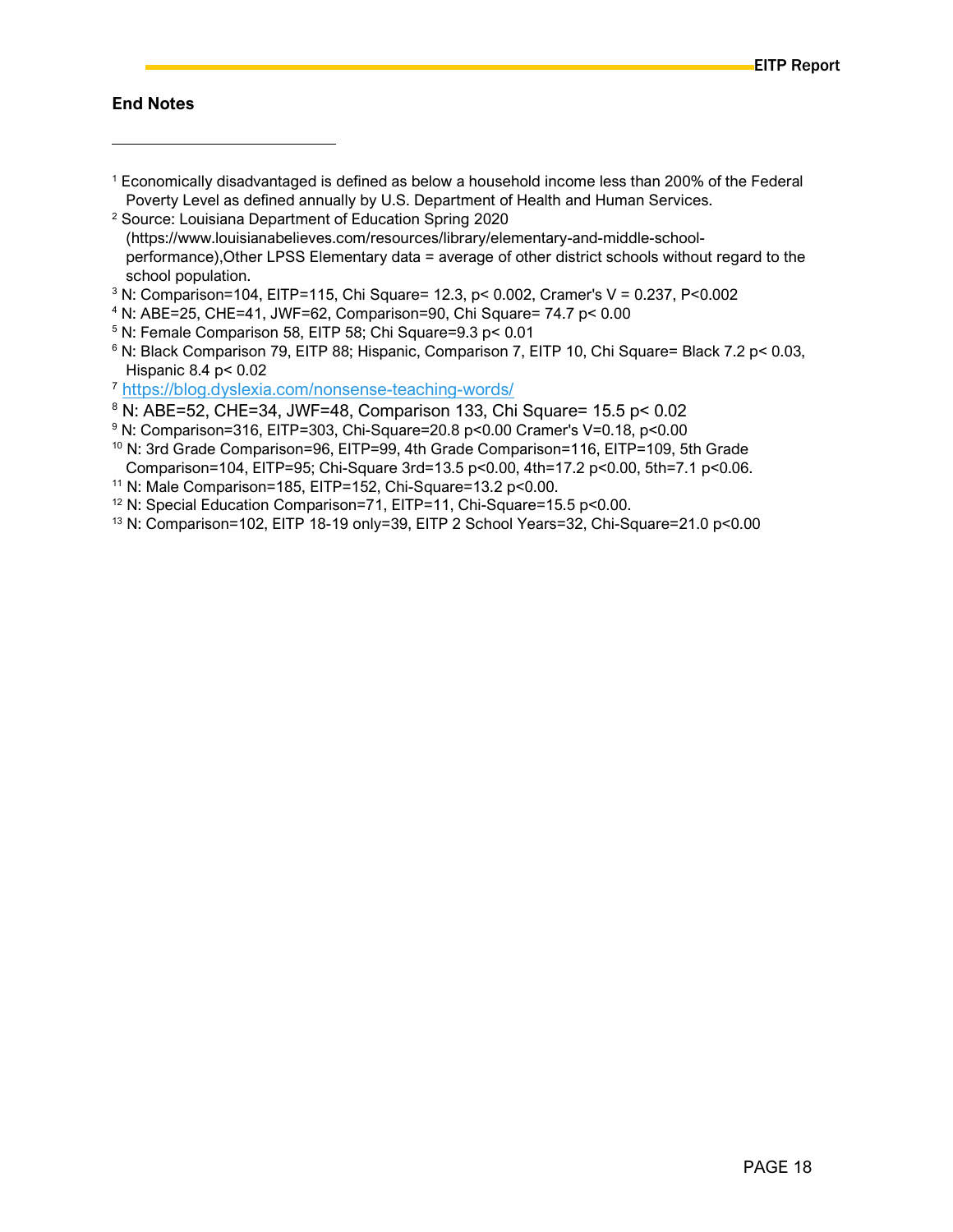## End Notes

---

[1] Economically disadvantaged is defined as below a household income less than 200% of the Federal Poverty Level as defined annually by U.S. Department of Health and Human Services.

[2] Source: Louisiana Department of Education Spring 2020 (https://www.louisianabelieves.com/resources/library/elementary-and-middle-school-performance),Other LPSS Elementary data = average of other district schools without regard to the school population.

[3] N: Comparison=104, EITP=115, Chi Square= 12.3, $p < 0.002$, Cramer's V = 0.237, $P<0.002$

[4] N: ABE=25, CHE=41, JWF=62, Comparison=90, Chi Square= 74.7 $p < 0.00$

[5] N: Female Comparison 58, EITP 58; Chi Square=9.3 $p < 0.01$

[6] N: Black Comparison 79, EITP 88; Hispanic, Comparison 7, EITP 10, Chi Square= Black 7.2 $p < 0.03$, Hispanic 8.4 $p < 0.02$

[7] https://blog.dyslexia.com/nonsense-teaching-words/

[8] N: ABE=52, CHE=34, JWF=48, Comparison 133, Chi Square= 15.5 $p < 0.02$

[9] N: Comparison=316, EITP=303, Chi-Square=20.8 $p<0.00$ Cramer's V=0.18, $p<0.00$

[10] N: 3rd Grade Comparison=96, EITP=99, 4th Grade Comparison=116, EITP=109, 5th Grade Comparison=104, EITP=95; Chi-Square 3rd=13.5 $p<0.00$, 4th=17.2 $p<0.00$, 5th=7.1 $p<0.06$.

[11] N: Male Comparison=185, EITP=152, Chi-Square=13.2 $p<0.00$.

[12] N: Special Education Comparison=71, EITP=11, Chi-Square=15.5 $p<0.00$.

[13] N: Comparison=102, EITP 18-19 only=39, EITP 2 School Years=32, Chi-Square=21.0 $p<0.00$